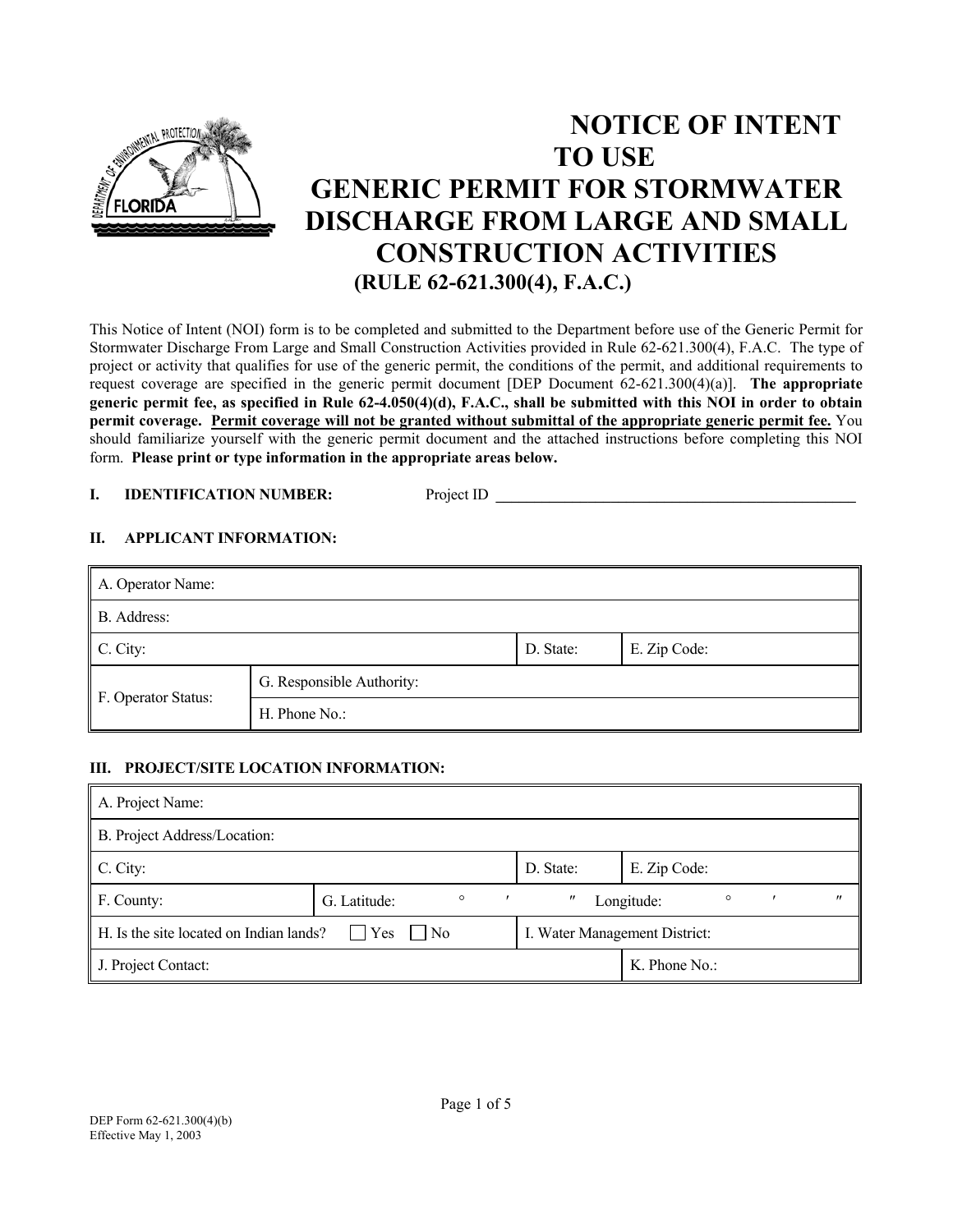# NOTICE OF INTENT TO USE GENERIC PERMIT FOR STORMWATER DISCHARGE FROM LARGE AND SMALL CONSTRUCTION ACTIVITIES

## (RULE 62-621.300(4), F.A.C.)

This Notice of Intent (NOI) form is to be completed and submitted to the Department before use of the Generic Permit for Stormwater Discharge From Large and Small Construction Activities provided in Rule 62-621.300(4), F.A.C. The type of project or activity that qualifies for use of the generic permit, the conditions of the permit, and additional requirements to request coverage are specified in the generic permit document [DEP Document 62-621.300(4)(a)]. **The appropriate generic permit fee, as specified in Rule 62-4.050(4)(d), F.A.C., shall be submitted with this NOI in order to obtain permit coverage.** **<u>Permit coverage will not be granted without submittal of the appropriate generic permit fee.</u>** You should familiarize yourself with the generic permit document and the attached instructions before completing this NOI form. **Please print or type information in the appropriate areas below.**

**I. IDENTIFICATION NUMBER:** Project ID ______________________________

**II. APPLICANT INFORMATION:**

| A. Operator Name: | | | |
|---|---|---|---|
| B. Address: | | | |
| C. City: | | D. State: | E. Zip Code: |
| F. Operator Status: | G. Responsible Authority: | | |
| | H. Phone No.: | | |

**III. PROJECT/SITE LOCATION INFORMATION:**

| A. Project Name: | | | |
|---|---|---|---|
| B. Project Address/Location: | | | |
| C. City: | | D. State: | E. Zip Code: |
| F. County: | G. Latitude: ° ′ ″ | Longitude: ° ′ ″ | |
| H. Is the site located on Indian lands? ☐ Yes ☐ No | | I. Water Management District: | |
| J. Project Contact: | | | K. Phone No.: |

DEP Form 62-621.300(4)(b)
Effective May 1, 2003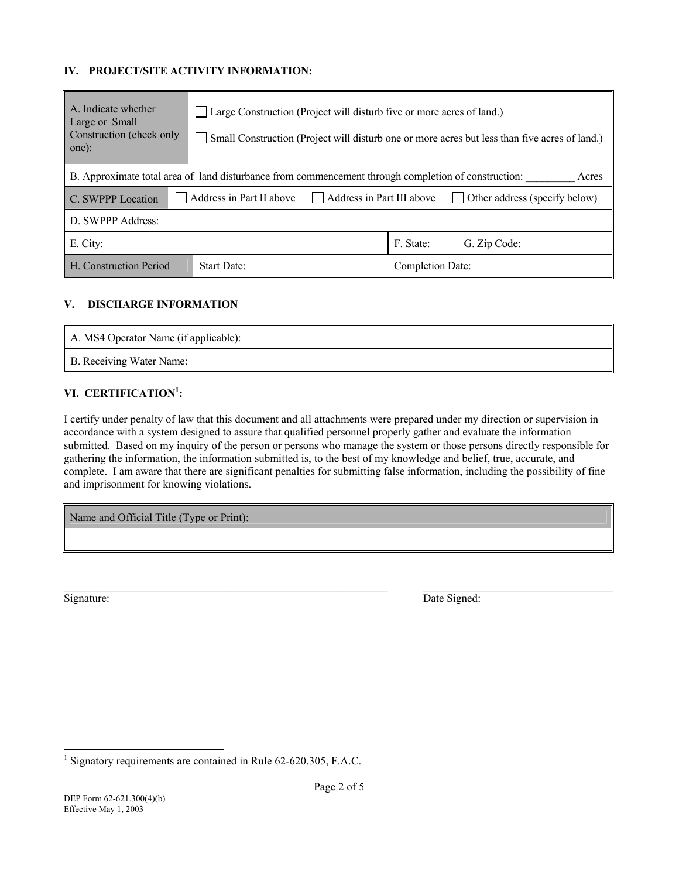### IV. PROJECT/SITE ACTIVITY INFORMATION:

| A. Indicate whether Large or Small Construction (check only one): | ☐ Large Construction (Project will disturb five or more acres of land.)<br>☐ Small Construction (Project will disturb one or more acres but less than five acres of land.) |
|---|---|

B. Approximate total area of land disturbance from commencement through completion of construction: _________ Acres

| C. SWPPP Location | ☐ Address in Part II above | ☐ Address in Part III above | ☐ Other address (specify below) |
|---|---|---|---|
| D. SWPPP Address: | | | |
| E. City: | | F. State: | G. Zip Code: |
| H. Construction Period | Start Date: | Completion Date: | |

### V. DISCHARGE INFORMATION

| A. MS4 Operator Name (if applicable): |
|---|
| B. Receiving Water Name: |

### VI. CERTIFICATION[1]:

I certify under penalty of law that this document and all attachments were prepared under my direction or supervision in accordance with a system designed to assure that qualified personnel properly gather and evaluate the information submitted. Based on my inquiry of the person or persons who manage the system or those persons directly responsible for gathering the information, the information submitted is, to the best of my knowledge and belief, true, accurate, and complete. I am aware that there are significant penalties for submitting false information, including the possibility of fine and imprisonment for knowing violations.

| Name and Official Title (Type or Print): |
|---|
| |

_________________________________________ Signature:

_________________________ Date Signed:

[1] Signatory requirements are contained in Rule 62-620.305, F.A.C.

DEP Form 62-621.300(4)(b)
Effective May 1, 2003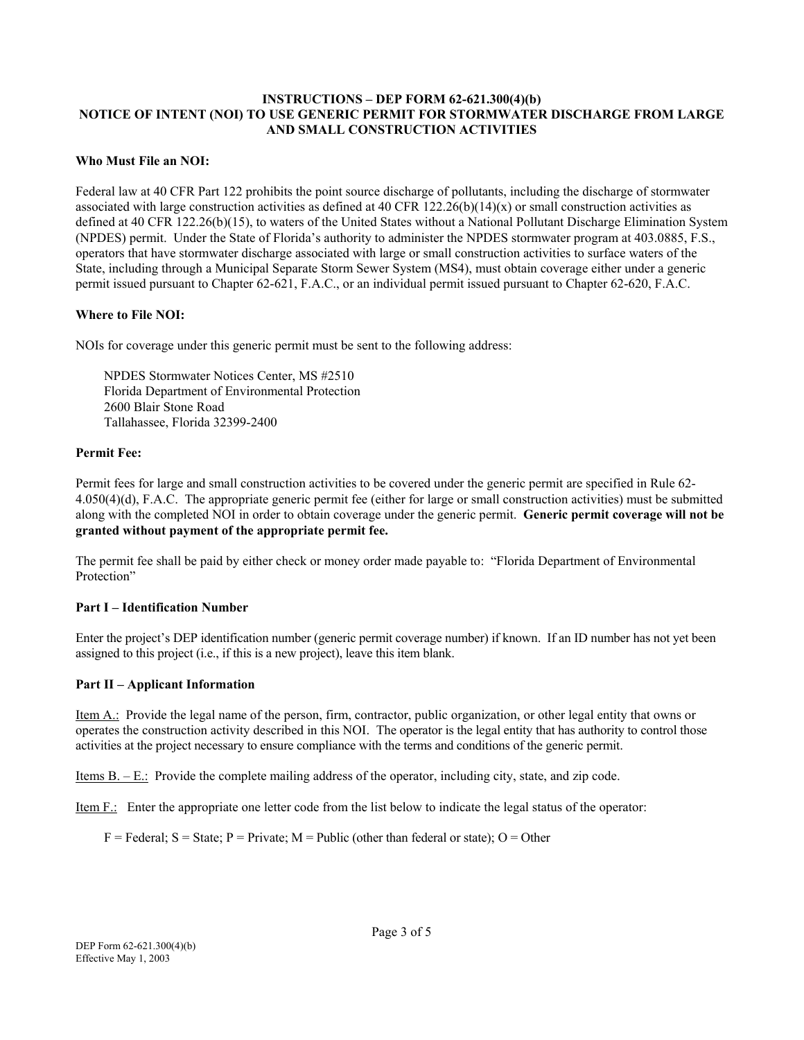# INSTRUCTIONS – DEP FORM 62-621.300(4)(b)
# NOTICE OF INTENT (NOI) TO USE GENERIC PERMIT FOR STORMWATER DISCHARGE FROM LARGE AND SMALL CONSTRUCTION ACTIVITIES

**Who Must File an NOI:**

Federal law at 40 CFR Part 122 prohibits the point source discharge of pollutants, including the discharge of stormwater associated with large construction activities as defined at 40 CFR 122.26(b)(14)(x) or small construction activities as defined at 40 CFR 122.26(b)(15), to waters of the United States without a National Pollutant Discharge Elimination System (NPDES) permit. Under the State of Florida's authority to administer the NPDES stormwater program at 403.0885, F.S., operators that have stormwater discharge associated with large or small construction activities to surface waters of the State, including through a Municipal Separate Storm Sewer System (MS4), must obtain coverage either under a generic permit issued pursuant to Chapter 62-621, F.A.C., or an individual permit issued pursuant to Chapter 62-620, F.A.C.

**Where to File NOI:**

NOIs for coverage under this generic permit must be sent to the following address:

NPDES Stormwater Notices Center, MS #2510
Florida Department of Environmental Protection
2600 Blair Stone Road
Tallahassee, Florida 32399-2400

**Permit Fee:**

Permit fees for large and small construction activities to be covered under the generic permit are specified in Rule 62-4.050(4)(d), F.A.C. The appropriate generic permit fee (either for large or small construction activities) must be submitted along with the completed NOI in order to obtain coverage under the generic permit. **Generic permit coverage will not be granted without payment of the appropriate permit fee.**

The permit fee shall be paid by either check or money order made payable to: "Florida Department of Environmental Protection"

**Part I – Identification Number**

Enter the project's DEP identification number (generic permit coverage number) if known. If an ID number has not yet been assigned to this project (i.e., if this is a new project), leave this item blank.

**Part II – Applicant Information**

<u>Item A.:</u> Provide the legal name of the person, firm, contractor, public organization, or other legal entity that owns or operates the construction activity described in this NOI. The operator is the legal entity that has authority to control those activities at the project necessary to ensure compliance with the terms and conditions of the generic permit.

<u>Items B. – E.:</u> Provide the complete mailing address of the operator, including city, state, and zip code.

<u>Item F.:</u> Enter the appropriate one letter code from the list below to indicate the legal status of the operator:

F = Federal; S = State; P = Private; M = Public (other than federal or state); O = Other

DEP Form 62-621.300(4)(b)
Effective May 1, 2003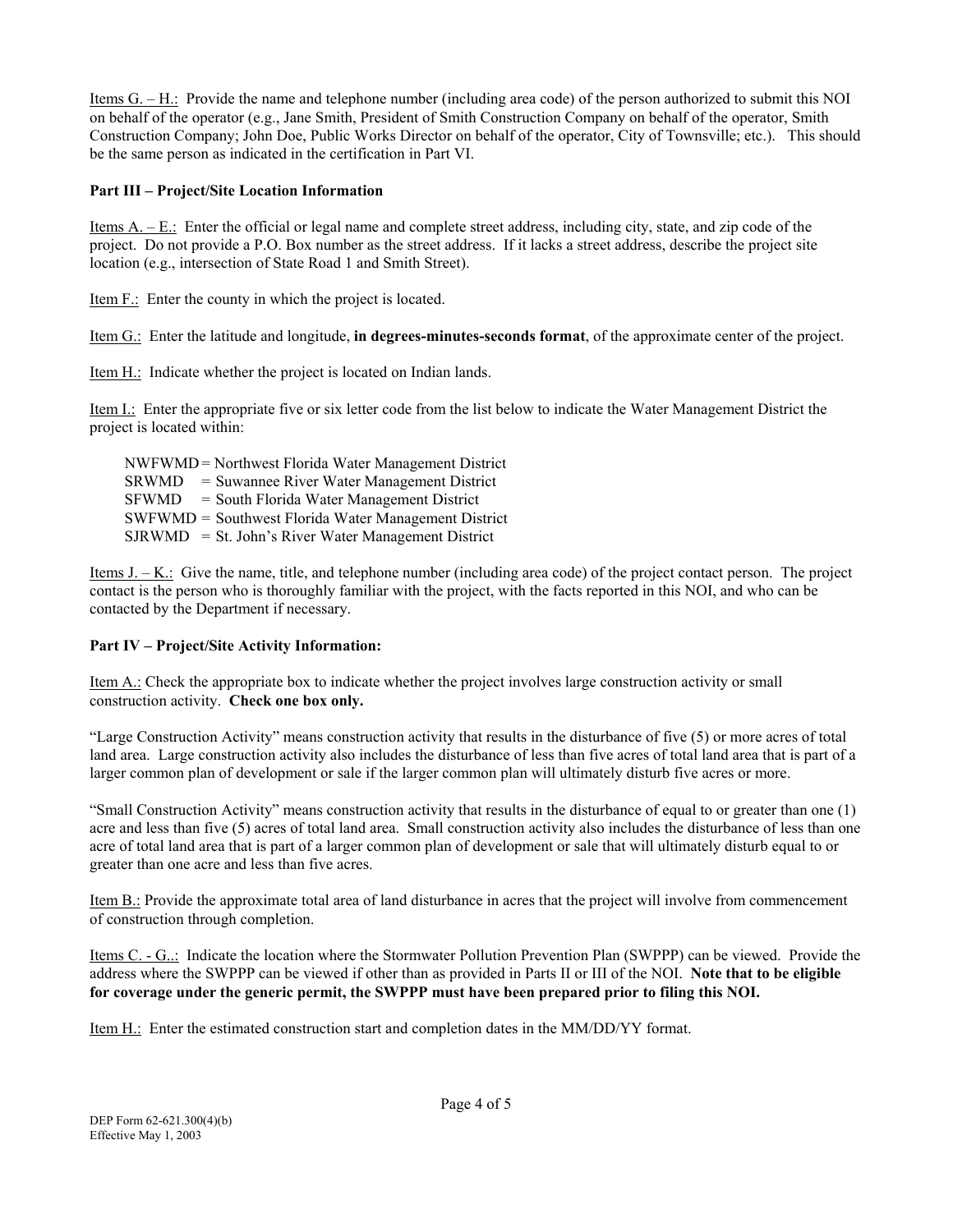Items G. – H.: Provide the name and telephone number (including area code) of the person authorized to submit this NOI on behalf of the operator (e.g., Jane Smith, President of Smith Construction Company on behalf of the operator, Smith Construction Company; John Doe, Public Works Director on behalf of the operator, City of Townsville; etc.). This should be the same person as indicated in the certification in Part VI.

**Part III – Project/Site Location Information**

Items A. – E.: Enter the official or legal name and complete street address, including city, state, and zip code of the project. Do not provide a P.O. Box number as the street address. If it lacks a street address, describe the project site location (e.g., intersection of State Road 1 and Smith Street).

Item F.: Enter the county in which the project is located.

Item G.: Enter the latitude and longitude, **in degrees-minutes-seconds format**, of the approximate center of the project.

Item H.: Indicate whether the project is located on Indian lands.

Item I.: Enter the appropriate five or six letter code from the list below to indicate the Water Management District the project is located within:

NWFWMD = Northwest Florida Water Management District
SRWMD = Suwannee River Water Management District
SFWMD = South Florida Water Management District
SWFWMD = Southwest Florida Water Management District
SJRWMD = St. John's River Water Management District

Items J. – K.: Give the name, title, and telephone number (including area code) of the project contact person. The project contact is the person who is thoroughly familiar with the project, with the facts reported in this NOI, and who can be contacted by the Department if necessary.

**Part IV – Project/Site Activity Information:**

Item A.: Check the appropriate box to indicate whether the project involves large construction activity or small construction activity. **Check one box only.**

"Large Construction Activity" means construction activity that results in the disturbance of five (5) or more acres of total land area. Large construction activity also includes the disturbance of less than five acres of total land area that is part of a larger common plan of development or sale if the larger common plan will ultimately disturb five acres or more.

"Small Construction Activity" means construction activity that results in the disturbance of equal to or greater than one (1) acre and less than five (5) acres of total land area. Small construction activity also includes the disturbance of less than one acre of total land area that is part of a larger common plan of development or sale that will ultimately disturb equal to or greater than one acre and less than five acres.

Item B.: Provide the approximate total area of land disturbance in acres that the project will involve from commencement of construction through completion.

Items C. - G..: Indicate the location where the Stormwater Pollution Prevention Plan (SWPPP) can be viewed. Provide the address where the SWPPP can be viewed if other than as provided in Parts II or III of the NOI. **Note that to be eligible for coverage under the generic permit, the SWPPP must have been prepared prior to filing this NOI.**

Item H.: Enter the estimated construction start and completion dates in the MM/DD/YY format.

DEP Form 62-621.300(4)(b)
Effective May 1, 2003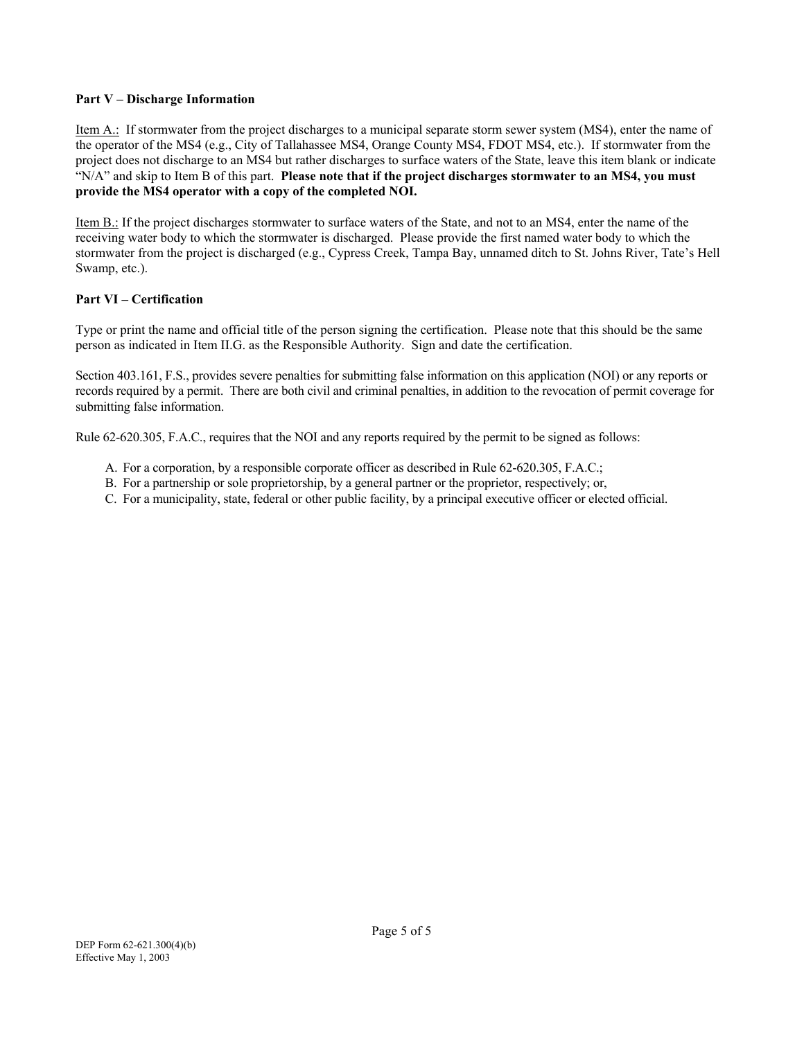**Part V – Discharge Information**

Item A.: If stormwater from the project discharges to a municipal separate storm sewer system (MS4), enter the name of the operator of the MS4 (e.g., City of Tallahassee MS4, Orange County MS4, FDOT MS4, etc.). If stormwater from the project does not discharge to an MS4 but rather discharges to surface waters of the State, leave this item blank or indicate "N/A" and skip to Item B of this part. **Please note that if the project discharges stormwater to an MS4, you must provide the MS4 operator with a copy of the completed NOI.**

Item B.: If the project discharges stormwater to surface waters of the State, and not to an MS4, enter the name of the receiving water body to which the stormwater is discharged. Please provide the first named water body to which the stormwater from the project is discharged (e.g., Cypress Creek, Tampa Bay, unnamed ditch to St. Johns River, Tate's Hell Swamp, etc.).

**Part VI – Certification**

Type or print the name and official title of the person signing the certification. Please note that this should be the same person as indicated in Item II.G. as the Responsible Authority. Sign and date the certification.

Section 403.161, F.S., provides severe penalties for submitting false information on this application (NOI) or any reports or records required by a permit. There are both civil and criminal penalties, in addition to the revocation of permit coverage for submitting false information.

Rule 62-620.305, F.A.C., requires that the NOI and any reports required by the permit to be signed as follows:

A. For a corporation, by a responsible corporate officer as described in Rule 62-620.305, F.A.C.;
B. For a partnership or sole proprietorship, by a general partner or the proprietor, respectively; or,
C. For a municipality, state, federal or other public facility, by a principal executive officer or elected official.

DEP Form 62-621.300(4)(b)
Effective May 1, 2003